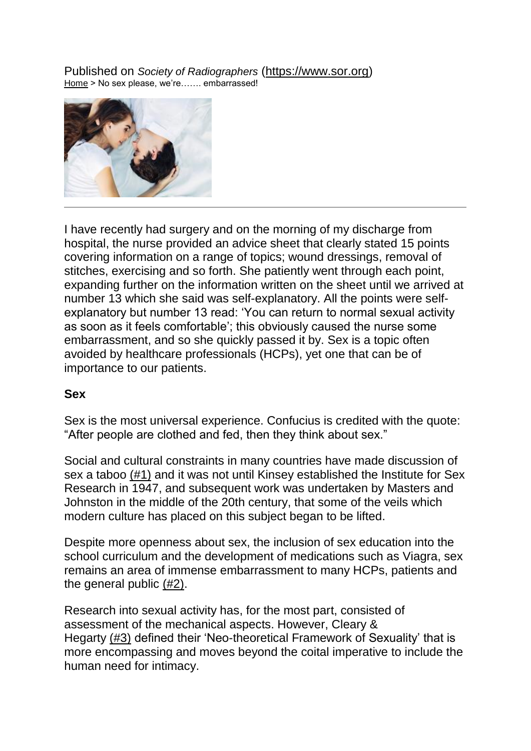Published on *Society of Radiographers* (https://www.sor.org)
Home > No sex please, we're……. embarrassed!

---

I have recently had surgery and on the morning of my discharge from hospital, the nurse provided an advice sheet that clearly stated 15 points covering information on a range of topics; wound dressings, removal of stitches, exercising and so forth. She patiently went through each point, expanding further on the information written on the sheet until we arrived at number 13 which she said was self-explanatory. All the points were self-explanatory but number 13 read: 'You can return to normal sexual activity as soon as it feels comfortable'; this obviously caused the nurse some embarrassment, and so she quickly passed it by. Sex is a topic often avoided by healthcare professionals (HCPs), yet one that can be of importance to our patients.

**Sex**

Sex is the most universal experience. Confucius is credited with the quote: "After people are clothed and fed, then they think about sex."

Social and cultural constraints in many countries have made discussion of sex a taboo (#1) and it was not until Kinsey established the Institute for Sex Research in 1947, and subsequent work was undertaken by Masters and Johnston in the middle of the 20th century, that some of the veils which modern culture has placed on this subject began to be lifted.

Despite more openness about sex, the inclusion of sex education into the school curriculum and the development of medications such as Viagra, sex remains an area of immense embarrassment to many HCPs, patients and the general public (#2).

Research into sexual activity has, for the most part, consisted of assessment of the mechanical aspects. However, Cleary & Hegarty (#3) defined their 'Neo-theoretical Framework of Sexuality' that is more encompassing and moves beyond the coital imperative to include the human need for intimacy.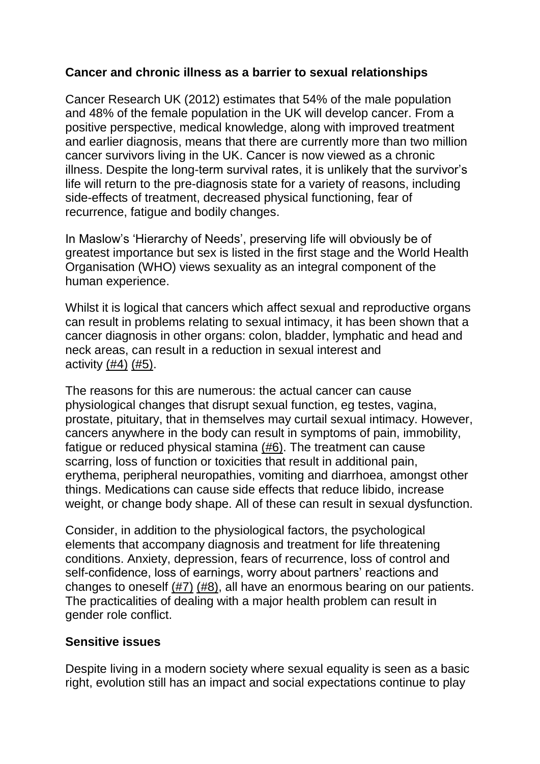**Cancer and chronic illness as a barrier to sexual relationships**

Cancer Research UK (2012) estimates that 54% of the male population and 48% of the female population in the UK will develop cancer. From a positive perspective, medical knowledge, along with improved treatment and earlier diagnosis, means that there are currently more than two million cancer survivors living in the UK. Cancer is now viewed as a chronic illness. Despite the long-term survival rates, it is unlikely that the survivor's life will return to the pre-diagnosis state for a variety of reasons, including side-effects of treatment, decreased physical functioning, fear of recurrence, fatigue and bodily changes.

In Maslow's 'Hierarchy of Needs', preserving life will obviously be of greatest importance but sex is listed in the first stage and the World Health Organisation (WHO) views sexuality as an integral component of the human experience.

Whilst it is logical that cancers which affect sexual and reproductive organs can result in problems relating to sexual intimacy, it has been shown that a cancer diagnosis in other organs: colon, bladder, lymphatic and head and neck areas, can result in a reduction in sexual interest and activity (#4) (#5).

The reasons for this are numerous: the actual cancer can cause physiological changes that disrupt sexual function, eg testes, vagina, prostate, pituitary, that in themselves may curtail sexual intimacy. However, cancers anywhere in the body can result in symptoms of pain, immobility, fatigue or reduced physical stamina (#6). The treatment can cause scarring, loss of function or toxicities that result in additional pain, erythema, peripheral neuropathies, vomiting and diarrhoea, amongst other things. Medications can cause side effects that reduce libido, increase weight, or change body shape. All of these can result in sexual dysfunction.

Consider, in addition to the physiological factors, the psychological elements that accompany diagnosis and treatment for life threatening conditions. Anxiety, depression, fears of recurrence, loss of control and self-confidence, loss of earnings, worry about partners' reactions and changes to oneself (#7) (#8), all have an enormous bearing on our patients. The practicalities of dealing with a major health problem can result in gender role conflict.

**Sensitive issues**

Despite living in a modern society where sexual equality is seen as a basic right, evolution still has an impact and social expectations continue to play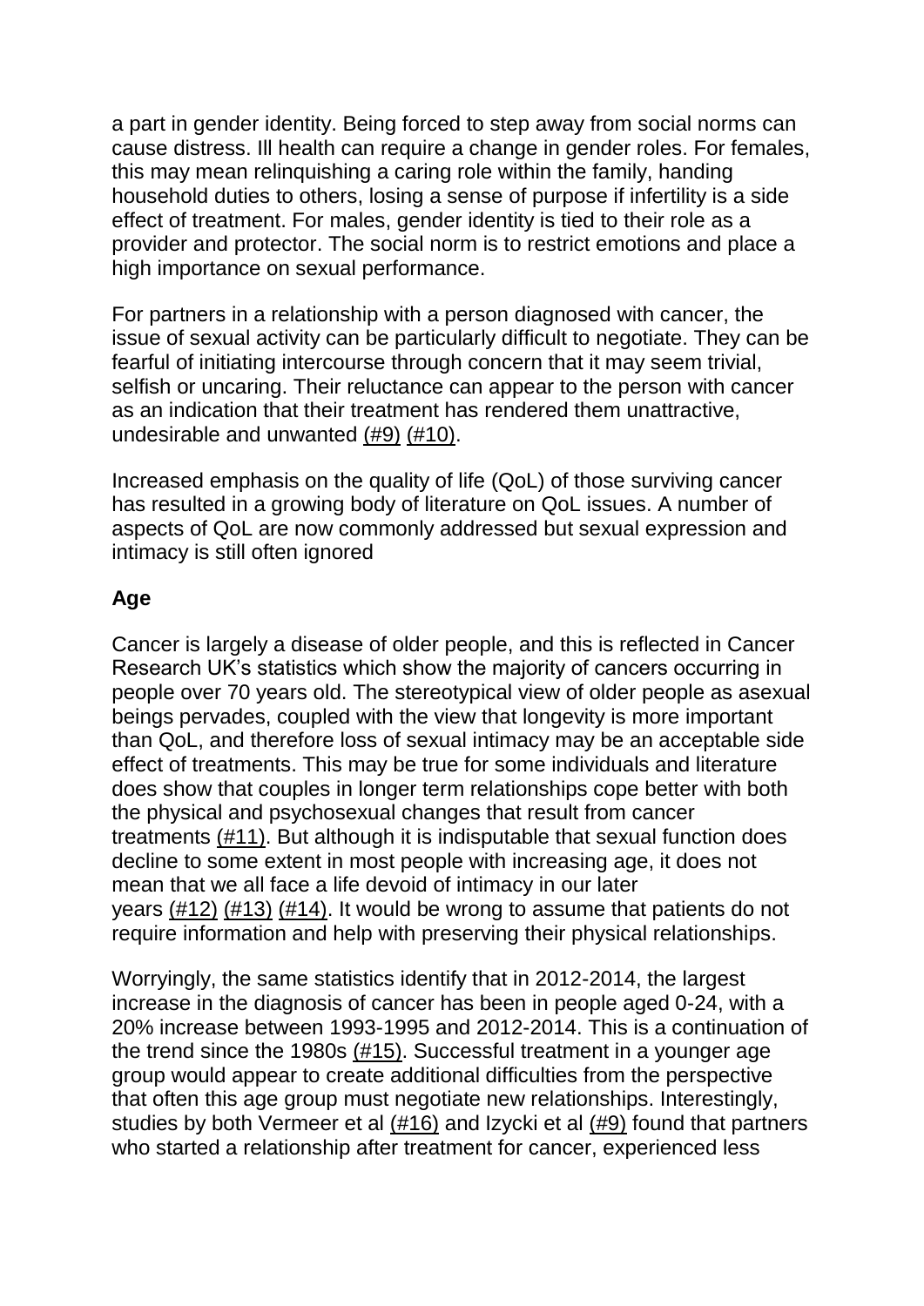a part in gender identity. Being forced to step away from social norms can cause distress. Ill health can require a change in gender roles. For females, this may mean relinquishing a caring role within the family, handing household duties to others, losing a sense of purpose if infertility is a side effect of treatment. For males, gender identity is tied to their role as a provider and protector. The social norm is to restrict emotions and place a high importance on sexual performance.

For partners in a relationship with a person diagnosed with cancer, the issue of sexual activity can be particularly difficult to negotiate. They can be fearful of initiating intercourse through concern that it may seem trivial, selfish or uncaring. Their reluctance can appear to the person with cancer as an indication that their treatment has rendered them unattractive, undesirable and unwanted (#9) (#10).

Increased emphasis on the quality of life (QoL) of those surviving cancer has resulted in a growing body of literature on QoL issues. A number of aspects of QoL are now commonly addressed but sexual expression and intimacy is still often ignored

**Age**

Cancer is largely a disease of older people, and this is reflected in Cancer Research UK's statistics which show the majority of cancers occurring in people over 70 years old. The stereotypical view of older people as asexual beings pervades, coupled with the view that longevity is more important than QoL, and therefore loss of sexual intimacy may be an acceptable side effect of treatments. This may be true for some individuals and literature does show that couples in longer term relationships cope better with both the physical and psychosexual changes that result from cancer treatments (#11). But although it is indisputable that sexual function does decline to some extent in most people with increasing age, it does not mean that we all face a life devoid of intimacy in our later years (#12) (#13) (#14). It would be wrong to assume that patients do not require information and help with preserving their physical relationships.

Worryingly, the same statistics identify that in 2012-2014, the largest increase in the diagnosis of cancer has been in people aged 0-24, with a 20% increase between 1993-1995 and 2012-2014. This is a continuation of the trend since the 1980s (#15). Successful treatment in a younger age group would appear to create additional difficulties from the perspective that often this age group must negotiate new relationships. Interestingly, studies by both Vermeer et al (#16) and Izycki et al (#9) found that partners who started a relationship after treatment for cancer, experienced less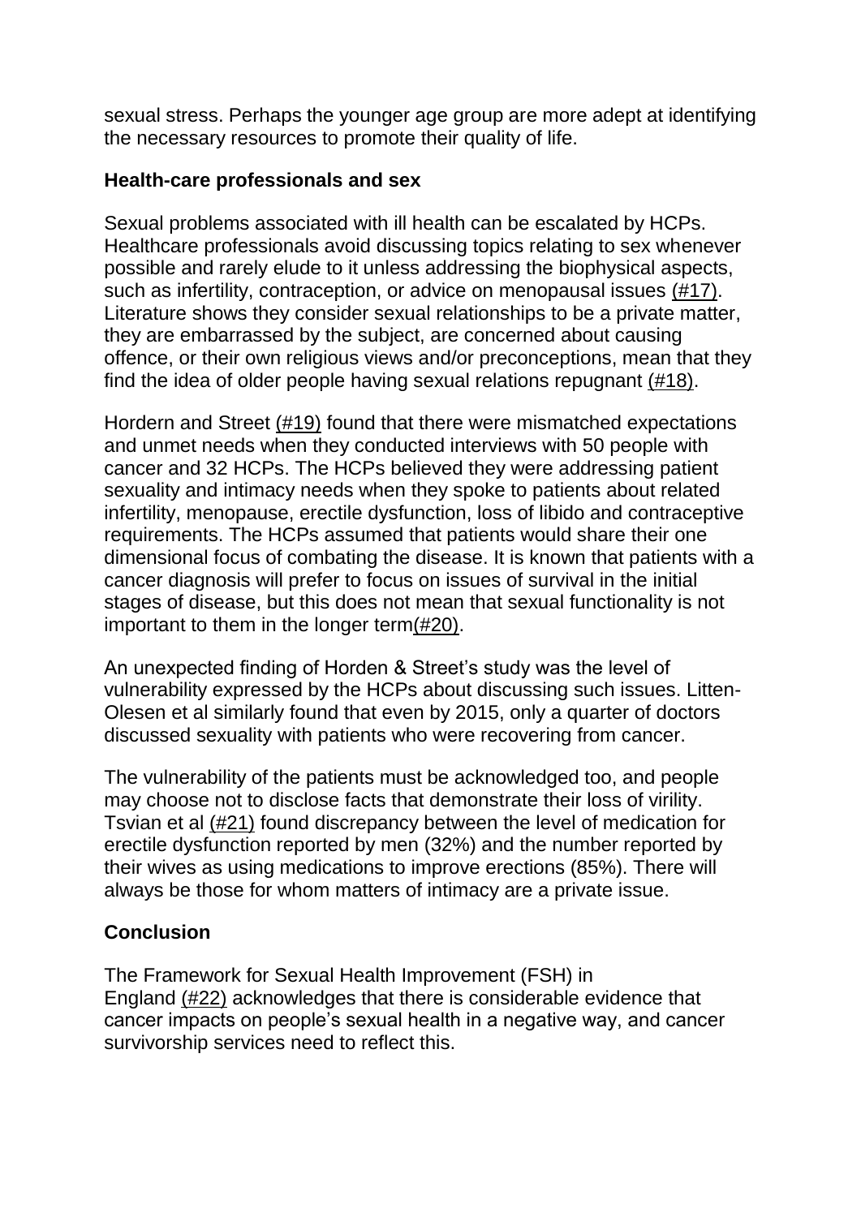sexual stress. Perhaps the younger age group are more adept at identifying the necessary resources to promote their quality of life.

### Health-care professionals and sex

Sexual problems associated with ill health can be escalated by HCPs. Healthcare professionals avoid discussing topics relating to sex whenever possible and rarely elude to it unless addressing the biophysical aspects, such as infertility, contraception, or advice on menopausal issues (#17). Literature shows they consider sexual relationships to be a private matter, they are embarrassed by the subject, are concerned about causing offence, or their own religious views and/or preconceptions, mean that they find the idea of older people having sexual relations repugnant (#18).

Hordern and Street (#19) found that there were mismatched expectations and unmet needs when they conducted interviews with 50 people with cancer and 32 HCPs. The HCPs believed they were addressing patient sexuality and intimacy needs when they spoke to patients about related infertility, menopause, erectile dysfunction, loss of libido and contraceptive requirements. The HCPs assumed that patients would share their one dimensional focus of combating the disease. It is known that patients with a cancer diagnosis will prefer to focus on issues of survival in the initial stages of disease, but this does not mean that sexual functionality is not important to them in the longer term(#20).

An unexpected finding of Horden & Street's study was the level of vulnerability expressed by the HCPs about discussing such issues. Litten-Olesen et al similarly found that even by 2015, only a quarter of doctors discussed sexuality with patients who were recovering from cancer.

The vulnerability of the patients must be acknowledged too, and people may choose not to disclose facts that demonstrate their loss of virility. Tsvian et al (#21) found discrepancy between the level of medication for erectile dysfunction reported by men (32%) and the number reported by their wives as using medications to improve erections (85%). There will always be those for whom matters of intimacy are a private issue.

### Conclusion

The Framework for Sexual Health Improvement (FSH) in England (#22) acknowledges that there is considerable evidence that cancer impacts on people's sexual health in a negative way, and cancer survivorship services need to reflect this.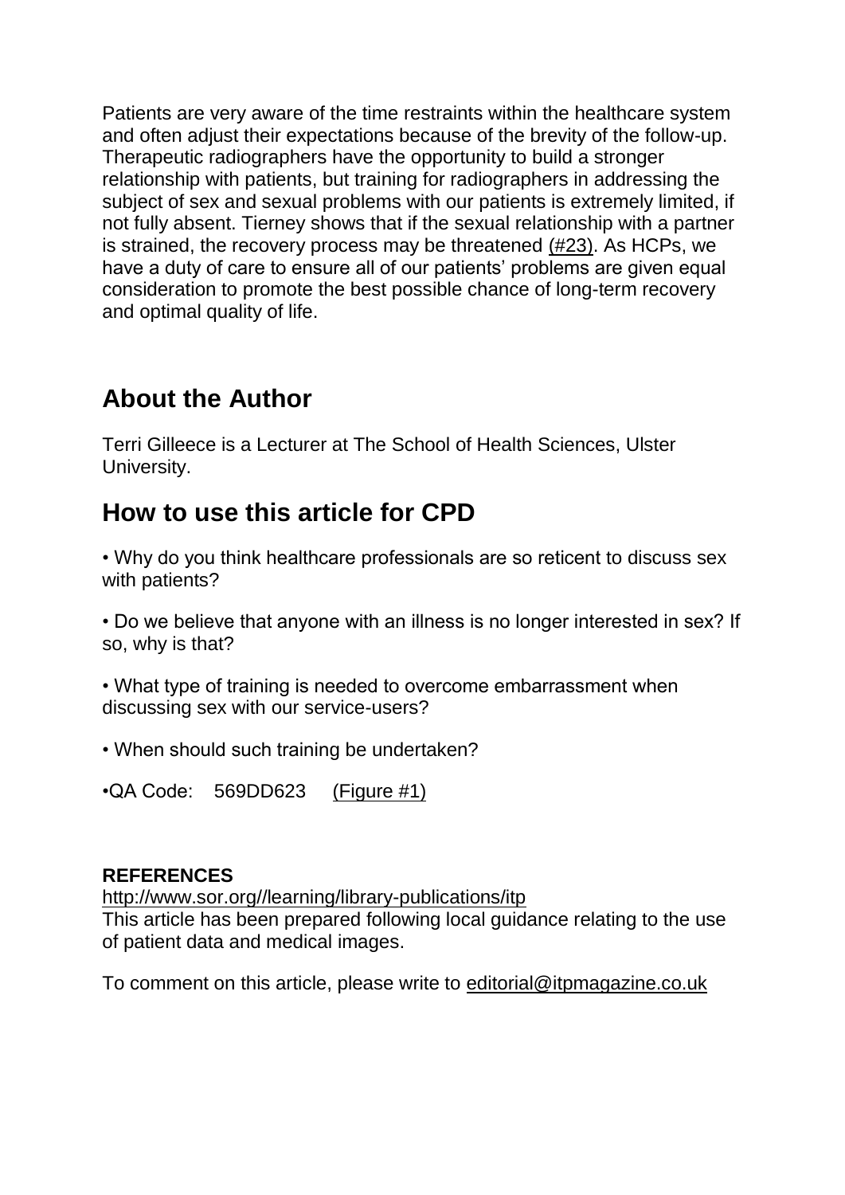Patients are very aware of the time restraints within the healthcare system and often adjust their expectations because of the brevity of the follow-up. Therapeutic radiographers have the opportunity to build a stronger relationship with patients, but training for radiographers in addressing the subject of sex and sexual problems with our patients is extremely limited, if not fully absent. Tierney shows that if the sexual relationship with a partner is strained, the recovery process may be threatened (#23). As HCPs, we have a duty of care to ensure all of our patients' problems are given equal consideration to promote the best possible chance of long-term recovery and optimal quality of life.

## About the Author

Terri Gilleece is a Lecturer at The School of Health Sciences, Ulster University.

## How to use this article for CPD

• Why do you think healthcare professionals are so reticent to discuss sex with patients?

• Do we believe that anyone with an illness is no longer interested in sex? If so, why is that?

• What type of training is needed to overcome embarrassment when discussing sex with our service-users?

• When should such training be undertaken?

•QA Code: 569DD623 (Figure #1)

**REFERENCES**

http://www.sor.org//learning/library-publications/itp

This article has been prepared following local guidance relating to the use of patient data and medical images.

To comment on this article, please write to editorial@itpmagazine.co.uk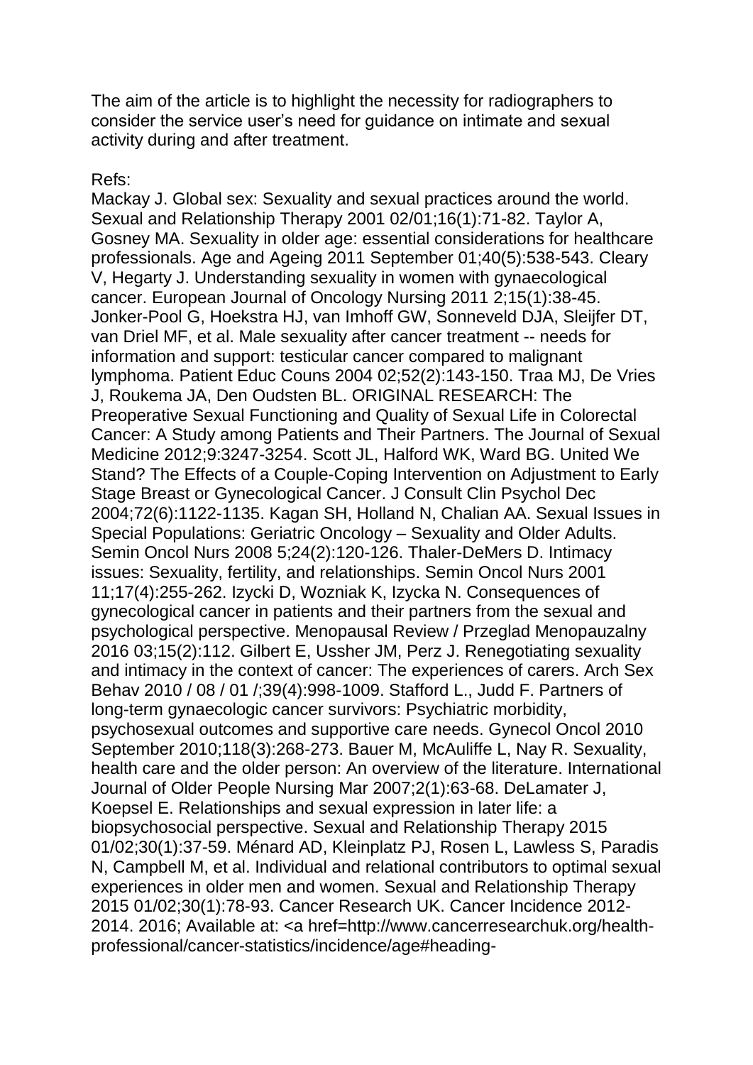The aim of the article is to highlight the necessity for radiographers to consider the service user's need for guidance on intimate and sexual activity during and after treatment.

Refs:
Mackay J. Global sex: Sexuality and sexual practices around the world. Sexual and Relationship Therapy 2001 02/01;16(1):71-82. Taylor A, Gosney MA. Sexuality in older age: essential considerations for healthcare professionals. Age and Ageing 2011 September 01;40(5):538-543. Cleary V, Hegarty J. Understanding sexuality in women with gynaecological cancer. European Journal of Oncology Nursing 2011 2;15(1):38-45. Jonker-Pool G, Hoekstra HJ, van Imhoff GW, Sonneveld DJA, Sleijfer DT, van Driel MF, et al. Male sexuality after cancer treatment -- needs for information and support: testicular cancer compared to malignant lymphoma. Patient Educ Couns 2004 02;52(2):143-150. Traa MJ, De Vries J, Roukema JA, Den Oudsten BL. ORIGINAL RESEARCH: The Preoperative Sexual Functioning and Quality of Sexual Life in Colorectal Cancer: A Study among Patients and Their Partners. The Journal of Sexual Medicine 2012;9:3247-3254. Scott JL, Halford WK, Ward BG. United We Stand? The Effects of a Couple-Coping Intervention on Adjustment to Early Stage Breast or Gynecological Cancer. J Consult Clin Psychol Dec 2004;72(6):1122-1135. Kagan SH, Holland N, Chalian AA. Sexual Issues in Special Populations: Geriatric Oncology – Sexuality and Older Adults. Semin Oncol Nurs 2008 5;24(2):120-126. Thaler-DeMers D. Intimacy issues: Sexuality, fertility, and relationships. Semin Oncol Nurs 2001 11;17(4):255-262. Izycki D, Wozniak K, Izycka N. Consequences of gynecological cancer in patients and their partners from the sexual and psychological perspective. Menopausal Review / Przeglad Menopauzalny 2016 03;15(2):112. Gilbert E, Ussher JM, Perz J. Renegotiating sexuality and intimacy in the context of cancer: The experiences of carers. Arch Sex Behav 2010 / 08 / 01 /;39(4):998-1009. Stafford L., Judd F. Partners of long-term gynaecologic cancer survivors: Psychiatric morbidity, psychosexual outcomes and supportive care needs. Gynecol Oncol 2010 September 2010;118(3):268-273. Bauer M, McAuliffe L, Nay R. Sexuality, health care and the older person: An overview of the literature. International Journal of Older People Nursing Mar 2007;2(1):63-68. DeLamater J, Koepsel E. Relationships and sexual expression in later life: a biopsychosocial perspective. Sexual and Relationship Therapy 2015 01/02;30(1):37-59. Ménard AD, Kleinplatz PJ, Rosen L, Lawless S, Paradis N, Campbell M, et al. Individual and relational contributors to optimal sexual experiences in older men and women. Sexual and Relationship Therapy 2015 01/02;30(1):78-93. Cancer Research UK. Cancer Incidence 2012-2014. 2016; Available at: <a href=http://www.cancerresearchuk.org/health-professional/cancer-statistics/incidence/age#heading-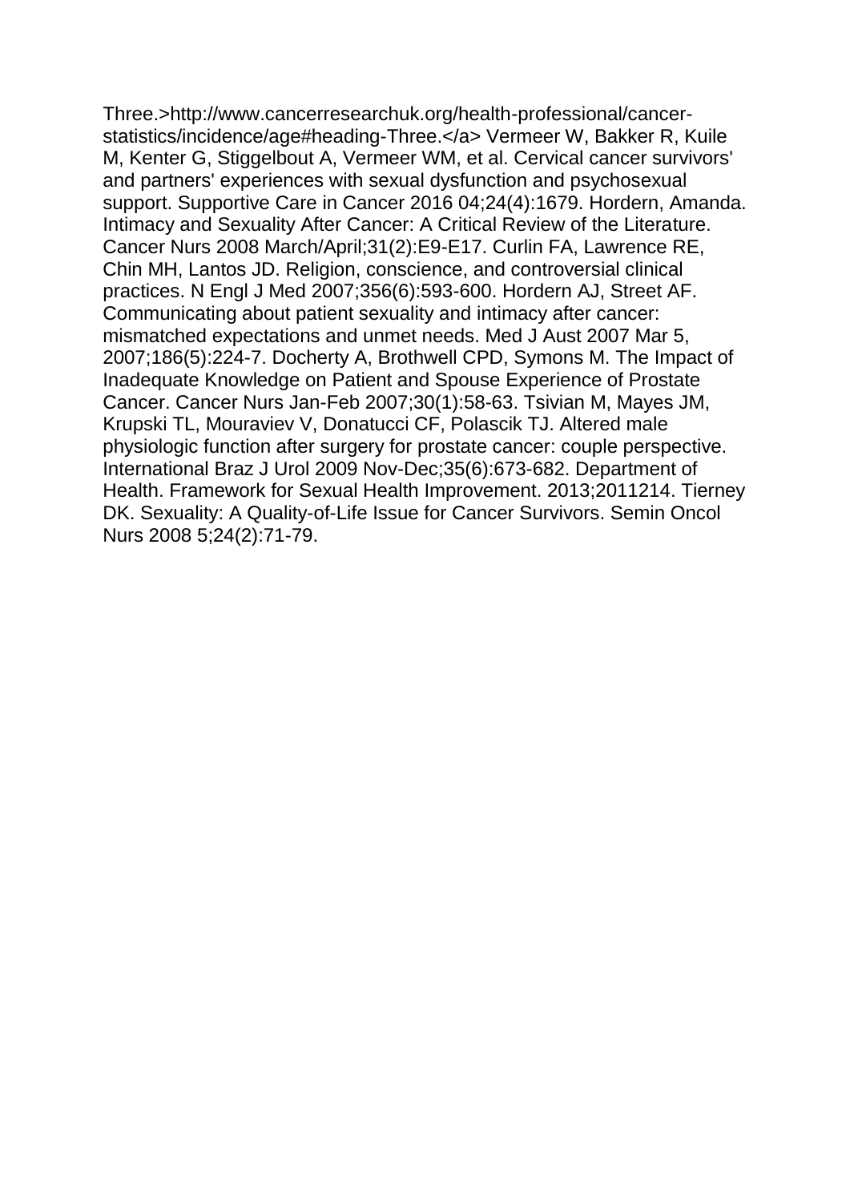Three.>http://www.cancerresearchuk.org/health-professional/cancer-statistics/incidence/age#heading-Three.</a> Vermeer W, Bakker R, Kuile M, Kenter G, Stiggelbout A, Vermeer WM, et al. Cervical cancer survivors' and partners' experiences with sexual dysfunction and psychosexual support. Supportive Care in Cancer 2016 04;24(4):1679. Hordern, Amanda. Intimacy and Sexuality After Cancer: A Critical Review of the Literature. Cancer Nurs 2008 March/April;31(2):E9-E17. Curlin FA, Lawrence RE, Chin MH, Lantos JD. Religion, conscience, and controversial clinical practices. N Engl J Med 2007;356(6):593-600. Hordern AJ, Street AF. Communicating about patient sexuality and intimacy after cancer: mismatched expectations and unmet needs. Med J Aust 2007 Mar 5, 2007;186(5):224-7. Docherty A, Brothwell CPD, Symons M. The Impact of Inadequate Knowledge on Patient and Spouse Experience of Prostate Cancer. Cancer Nurs Jan-Feb 2007;30(1):58-63. Tsivian M, Mayes JM, Krupski TL, Mouraviev V, Donatucci CF, Polascik TJ. Altered male physiologic function after surgery for prostate cancer: couple perspective. International Braz J Urol 2009 Nov-Dec;35(6):673-682. Department of Health. Framework for Sexual Health Improvement. 2013;2011214. Tierney DK. Sexuality: A Quality-of-Life Issue for Cancer Survivors. Semin Oncol Nurs 2008 5;24(2):71-79.